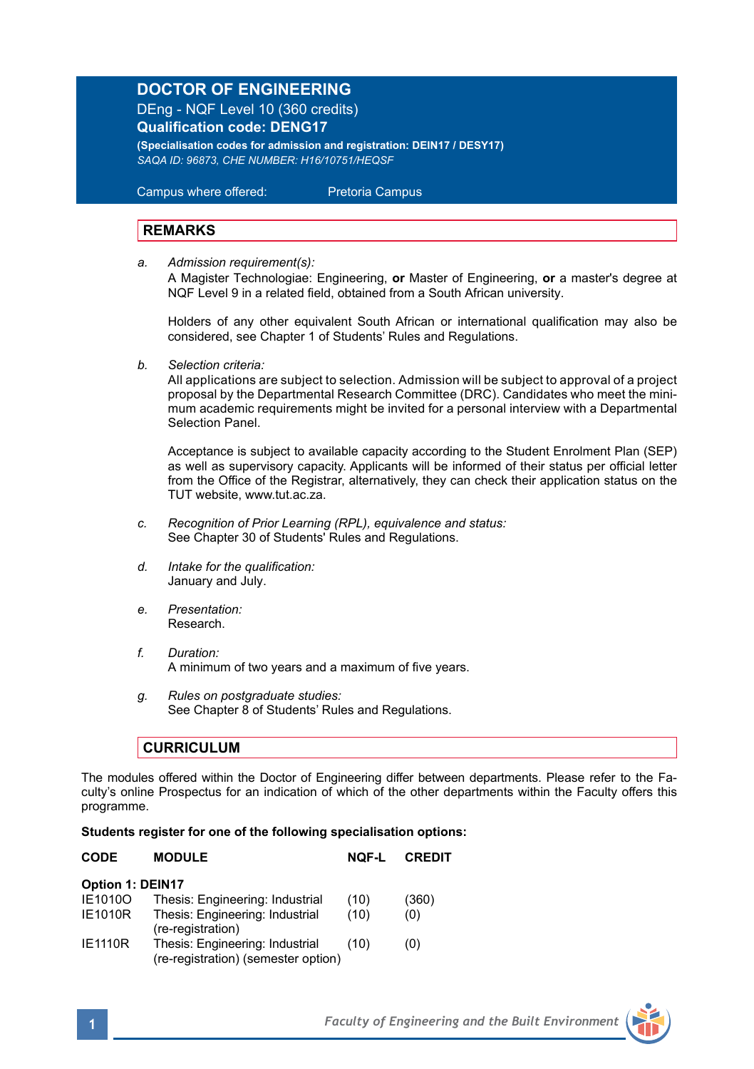# DOCTOR OF ENGINEERING

DEng - NQF Level 10 (360 credits)

**Qualification code: DENG17**

**(Specialisation codes for admission and registration: DEIN17 / DESY17)**

*SAQA ID: 96873, CHE NUMBER: H16/10751/HEQSF*

Campus where offered: Pretoria Campus

## REMARKS

a. *Admission requirement(s):*
   A Magister Technologiae: Engineering, **or** Master of Engineering, **or** a master's degree at NQF Level 9 in a related field, obtained from a South African university.

   Holders of any other equivalent South African or international qualification may also be considered, see Chapter 1 of Students' Rules and Regulations.

b. *Selection criteria:*
   All applications are subject to selection. Admission will be subject to approval of a project proposal by the Departmental Research Committee (DRC). Candidates who meet the minimum academic requirements might be invited for a personal interview with a Departmental Selection Panel.

   Acceptance is subject to available capacity according to the Student Enrolment Plan (SEP) as well as supervisory capacity. Applicants will be informed of their status per official letter from the Office of the Registrar, alternatively, they can check their application status on the TUT website, www.tut.ac.za.

c. *Recognition of Prior Learning (RPL), equivalence and status:*
   See Chapter 30 of Students' Rules and Regulations.

d. *Intake for the qualification:*
   January and July.

e. *Presentation:*
   Research.

f. *Duration:*
   A minimum of two years and a maximum of five years.

g. *Rules on postgraduate studies:*
   See Chapter 8 of Students' Rules and Regulations.

## CURRICULUM

The modules offered within the Doctor of Engineering differ between departments. Please refer to the Faculty's online Prospectus for an indication of which of the other departments within the Faculty offers this programme.

**Students register for one of the following specialisation options:**

| CODE | MODULE | NQF-L | CREDIT |
|---|---|---|---|
| **Option 1: DEIN17** | | | |
| IE1010O | Thesis: Engineering: Industrial | (10) | (360) |
| IE1010R | Thesis: Engineering: Industrial (re-registration) | (10) | (0) |
| IE1110R | Thesis: Engineering: Industrial (re-registration) (semester option) | (10) | (0) |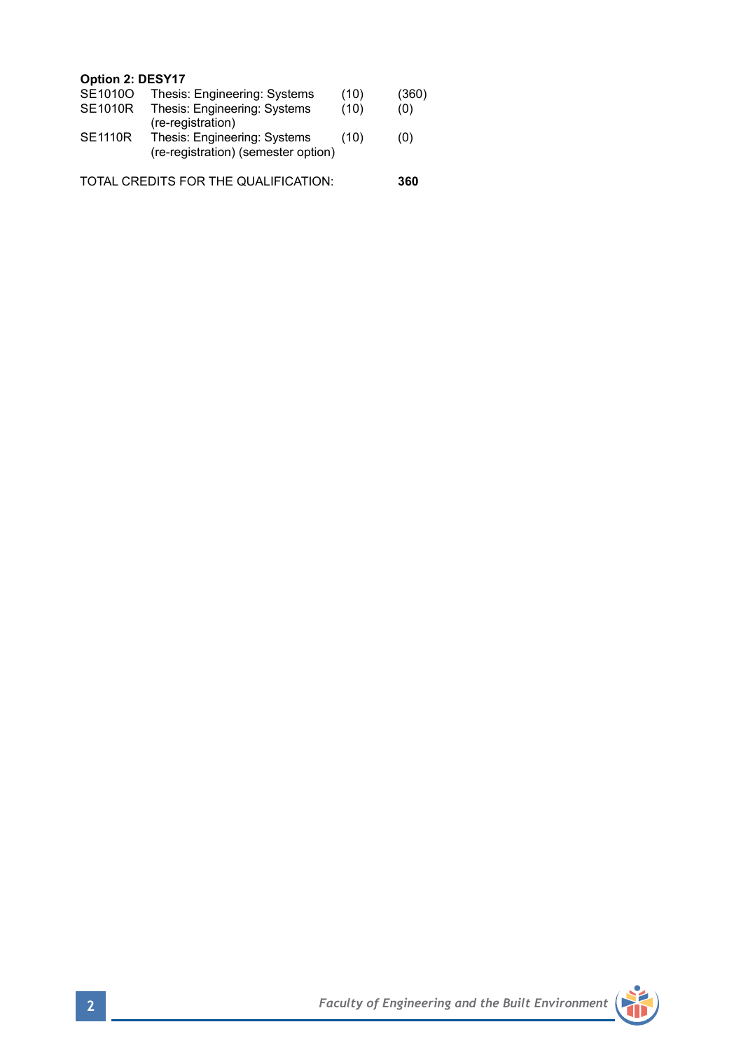**Option 2: DESY17**

| | | | |
|---|---|---|---|
| SE1010O | Thesis: Engineering: Systems | (10) | (360) |
| SE1010R | Thesis: Engineering: Systems (re-registration) | (10) | (0) |
| SE1110R | Thesis: Engineering: Systems (re-registration) (semester option) | (10) | (0) |

TOTAL CREDITS FOR THE QUALIFICATION: **360**